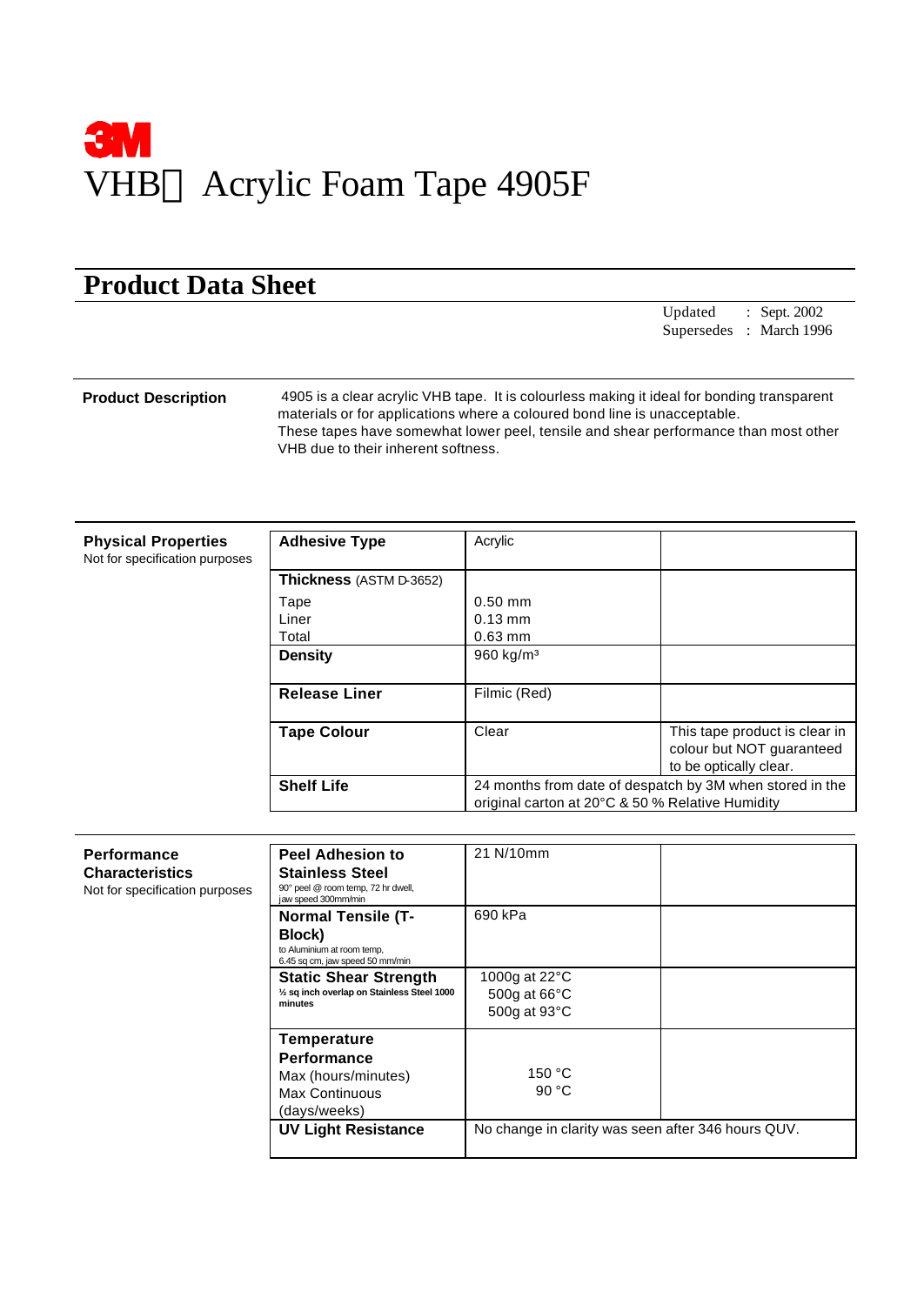3M

# VHB Acrylic Foam Tape 4905F

## Product Data Sheet

Updated : Sept. 2002
Supersedes : March 1996

**Product Description**

4905 is a clear acrylic VHB tape. It is colourless making it ideal for bonding transparent materials or for applications where a coloured bond line is unacceptable.
These tapes have somewhat lower peel, tensile and shear performance than most other VHB due to their inherent softness.

**Physical Properties**
Not for specification purposes

| Property | Value | Notes |
|---|---|---|
| **Adhesive Type** | Acrylic | |
| **Thickness** (ASTM D-3652)<br>Tape<br>Liner<br>Total | <br>0.50 mm<br>0.13 mm<br>0.63 mm | |
| **Density** | 960 kg/m³ | |
| **Release Liner** | Filmic (Red) | |
| **Tape Colour** | Clear | This tape product is clear in colour but NOT guaranteed to be optically clear. |
| **Shelf Life** | 24 months from date of despatch by 3M when stored in the original carton at 20°C & 50 % Relative Humidity | |

**Performance Characteristics**
Not for specification purposes

| Property | Value | Notes |
|---|---|---|
| **Peel Adhesion to Stainless Steel**<br>90° peel @ room temp, 72 hr dwell, jaw speed 300mm/min | 21 N/10mm | |
| **Normal Tensile (T-Block)**<br>to Aluminium at room temp, 6.45 sq cm, jaw speed 50 mm/min | 690 kPa | |
| **Static Shear Strength**<br>½ sq inch overlap on Stainless Steel 1000 minutes | 1000g at 22°C<br>500g at 66°C<br>500g at 93°C | |
| **Temperature Performance**<br>Max (hours/minutes)<br>Max Continuous (days/weeks) | <br>150 °C<br>90 °C | |
| **UV Light Resistance** | No change in clarity was seen after 346 hours QUV. | |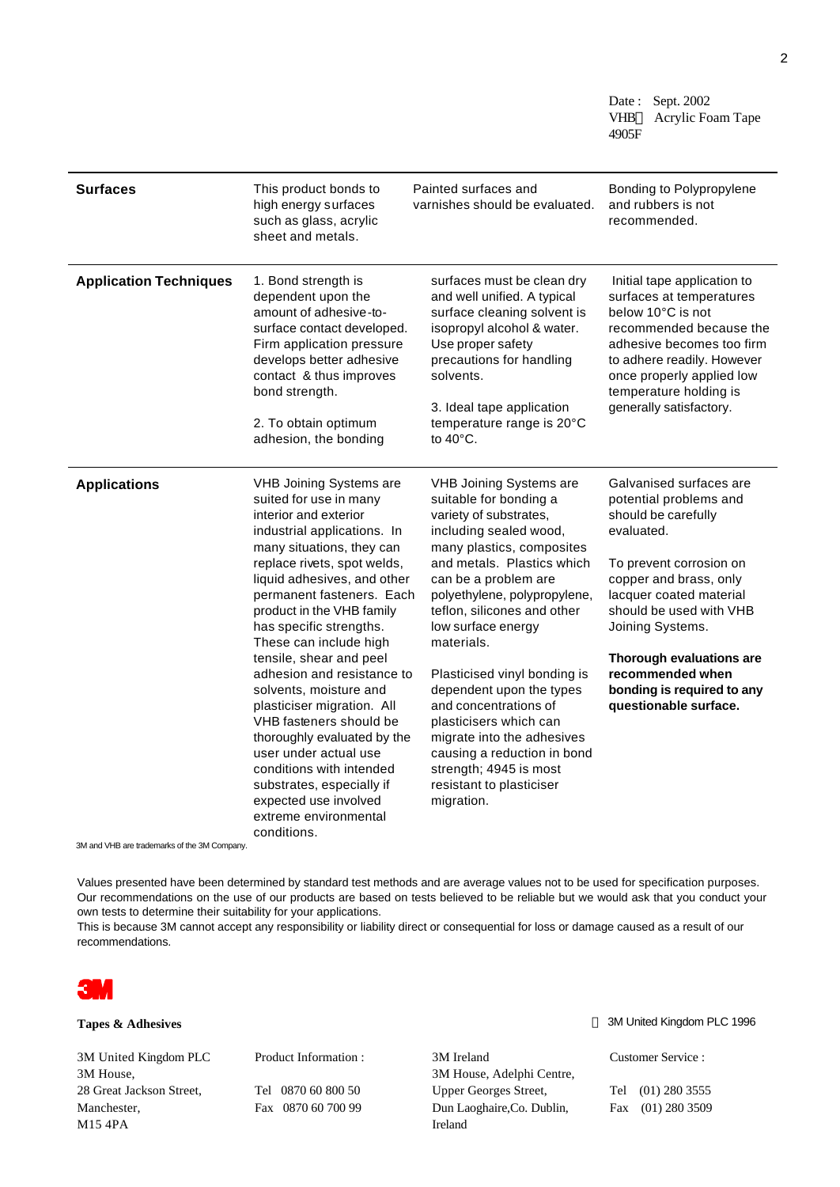Date : Sept. 2002
VHB Acrylic Foam Tape
4905F

| | | | |
|---|---|---|---|
| **Surfaces** | This product bonds to high energy surfaces such as glass, acrylic sheet and metals. | Painted surfaces and varnishes should be evaluated. | Bonding to Polypropylene and rubbers is not recommended. |
| **Application Techniques** | 1. Bond strength is dependent upon the amount of adhesive-to-surface contact developed. Firm application pressure develops better adhesive contact & thus improves bond strength.<br><br>2. To obtain optimum adhesion, the bonding | surfaces must be clean dry and well unified. A typical surface cleaning solvent is isopropyl alcohol & water. Use proper safety precautions for handling solvents.<br><br>3. Ideal tape application temperature range is 20°C to 40°C. | Initial tape application to surfaces at temperatures below 10°C is not recommended because the adhesive becomes too firm to adhere readily. However once properly applied low temperature holding is generally satisfactory. |
| **Applications** | VHB Joining Systems are suited for use in many interior and exterior industrial applications. In many situations, they can replace rivets, spot welds, liquid adhesives, and other permanent fasteners. Each product in the VHB family has specific strengths. These can include high tensile, shear and peel adhesion and resistance to solvents, moisture and plasticiser migration. All VHB fasteners should be thoroughly evaluated by the user under actual use conditions with intended substrates, especially if expected use involved extreme environmental conditions. | VHB Joining Systems are suitable for bonding a variety of substrates, including sealed wood, many plastics, composites and metals. Plastics which can be a problem are polyethylene, polypropylene, teflon, silicones and other low surface energy materials.<br><br>Plasticised vinyl bonding is dependent upon the types and concentrations of plasticisers which can migrate into the adhesives causing a reduction in bond strength; 4945 is most resistant to plasticiser migration. | Galvanised surfaces are potential problems and should be carefully evaluated.<br><br>To prevent corrosion on copper and brass, only lacquer coated material should be used with VHB Joining Systems.<br><br>**Thorough evaluations are recommended when bonding is required to any questionable surface.** |

3M and VHB are trademarks of the 3M Company.

Values presented have been determined by standard test methods and are average values not to be used for specification purposes. Our recommendations on the use of our products are based on tests believed to be reliable but we would ask that you conduct your own tests to determine their suitability for your applications.
This is because 3M cannot accept any responsibility or liability direct or consequential for loss or damage caused as a result of our recommendations.

**3M**

**Tapes & Adhesives**

© 3M United Kingdom PLC 1996

3M United Kingdom PLC
3M House,
28 Great Jackson Street,
Manchester,
M15 4PA

Product Information :

Tel 0870 60 800 50
Fax 0870 60 700 99

3M Ireland
3M House, Adelphi Centre,
Upper Georges Street,
Dun Laoghaire,Co. Dublin,
Ireland

Customer Service :

Tel (01) 280 3555
Fax (01) 280 3509